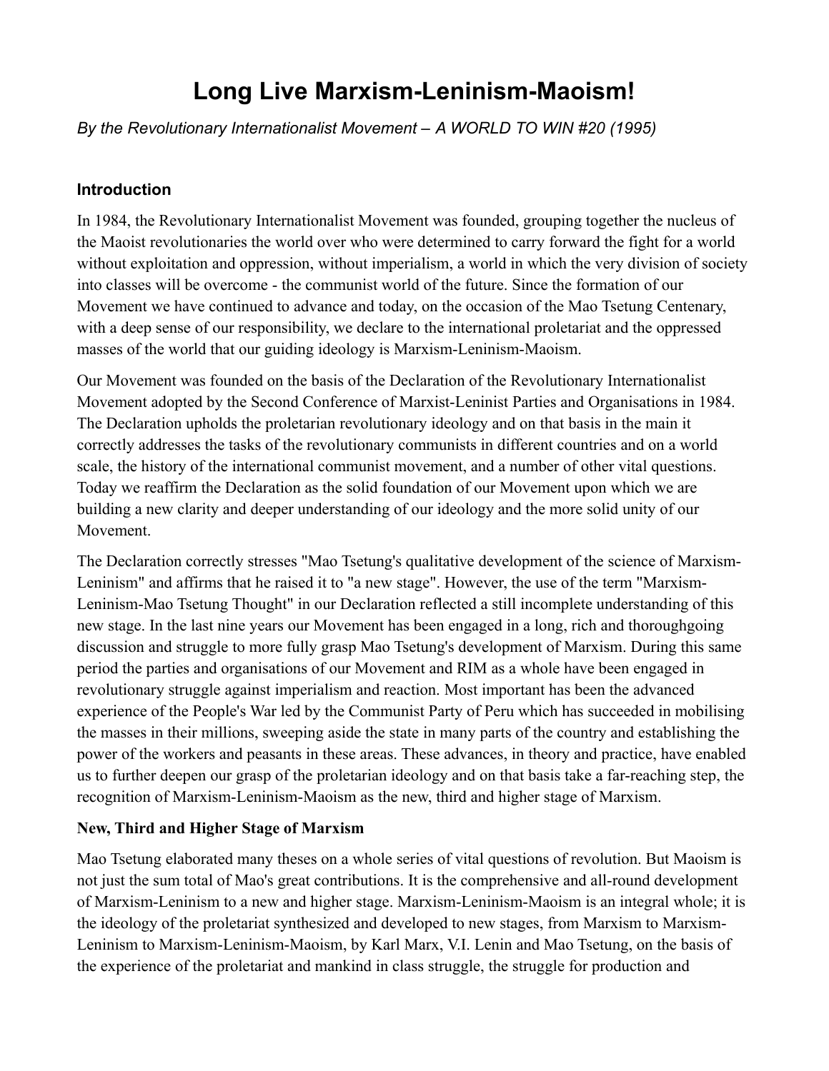# Long Live Marxism-Leninism-Maoism!

*By the Revolutionary Internationalist Movement – A WORLD TO WIN #20 (1995)*

### Introduction

In 1984, the Revolutionary Internationalist Movement was founded, grouping together the nucleus of the Maoist revolutionaries the world over who were determined to carry forward the fight for a world without exploitation and oppression, without imperialism, a world in which the very division of society into classes will be overcome - the communist world of the future. Since the formation of our Movement we have continued to advance and today, on the occasion of the Mao Tsetung Centenary, with a deep sense of our responsibility, we declare to the international proletariat and the oppressed masses of the world that our guiding ideology is Marxism-Leninism-Maoism.

Our Movement was founded on the basis of the Declaration of the Revolutionary Internationalist Movement adopted by the Second Conference of Marxist-Leninist Parties and Organisations in 1984. The Declaration upholds the proletarian revolutionary ideology and on that basis in the main it correctly addresses the tasks of the revolutionary communists in different countries and on a world scale, the history of the international communist movement, and a number of other vital questions. Today we reaffirm the Declaration as the solid foundation of our Movement upon which we are building a new clarity and deeper understanding of our ideology and the more solid unity of our Movement.

The Declaration correctly stresses "Mao Tsetung's qualitative development of the science of Marxism-Leninism" and affirms that he raised it to "a new stage". However, the use of the term "Marxism-Leninism-Mao Tsetung Thought" in our Declaration reflected a still incomplete understanding of this new stage. In the last nine years our Movement has been engaged in a long, rich and thoroughgoing discussion and struggle to more fully grasp Mao Tsetung's development of Marxism. During this same period the parties and organisations of our Movement and RIM as a whole have been engaged in revolutionary struggle against imperialism and reaction. Most important has been the advanced experience of the People's War led by the Communist Party of Peru which has succeeded in mobilising the masses in their millions, sweeping aside the state in many parts of the country and establishing the power of the workers and peasants in these areas. These advances, in theory and practice, have enabled us to further deepen our grasp of the proletarian ideology and on that basis take a far-reaching step, the recognition of Marxism-Leninism-Maoism as the new, third and higher stage of Marxism.

**New, Third and Higher Stage of Marxism**

Mao Tsetung elaborated many theses on a whole series of vital questions of revolution. But Maoism is not just the sum total of Mao's great contributions. It is the comprehensive and all-round development of Marxism-Leninism to a new and higher stage. Marxism-Leninism-Maoism is an integral whole; it is the ideology of the proletariat synthesized and developed to new stages, from Marxism to Marxism-Leninism to Marxism-Leninism-Maoism, by Karl Marx, V.I. Lenin and Mao Tsetung, on the basis of the experience of the proletariat and mankind in class struggle, the struggle for production and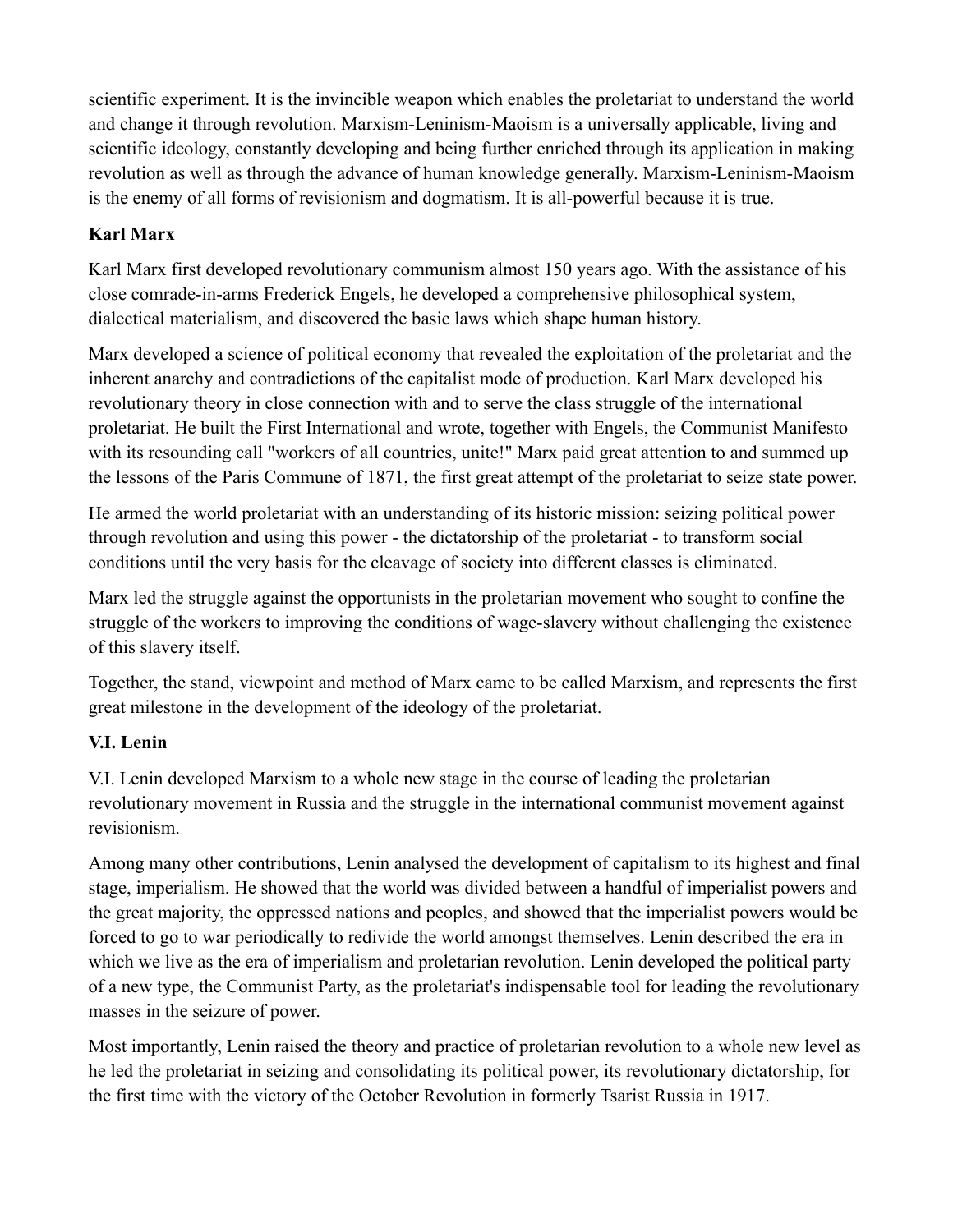scientific experiment. It is the invincible weapon which enables the proletariat to understand the world and change it through revolution. Marxism-Leninism-Maoism is a universally applicable, living and scientific ideology, constantly developing and being further enriched through its application in making revolution as well as through the advance of human knowledge generally. Marxism-Leninism-Maoism is the enemy of all forms of revisionism and dogmatism. It is all-powerful because it is true.

**Karl Marx**

Karl Marx first developed revolutionary communism almost 150 years ago. With the assistance of his close comrade-in-arms Frederick Engels, he developed a comprehensive philosophical system, dialectical materialism, and discovered the basic laws which shape human history.

Marx developed a science of political economy that revealed the exploitation of the proletariat and the inherent anarchy and contradictions of the capitalist mode of production. Karl Marx developed his revolutionary theory in close connection with and to serve the class struggle of the international proletariat. He built the First International and wrote, together with Engels, the Communist Manifesto with its resounding call "workers of all countries, unite!" Marx paid great attention to and summed up the lessons of the Paris Commune of 1871, the first great attempt of the proletariat to seize state power.

He armed the world proletariat with an understanding of its historic mission: seizing political power through revolution and using this power - the dictatorship of the proletariat - to transform social conditions until the very basis for the cleavage of society into different classes is eliminated.

Marx led the struggle against the opportunists in the proletarian movement who sought to confine the struggle of the workers to improving the conditions of wage-slavery without challenging the existence of this slavery itself.

Together, the stand, viewpoint and method of Marx came to be called Marxism, and represents the first great milestone in the development of the ideology of the proletariat.

**V.I. Lenin**

V.I. Lenin developed Marxism to a whole new stage in the course of leading the proletarian revolutionary movement in Russia and the struggle in the international communist movement against revisionism.

Among many other contributions, Lenin analysed the development of capitalism to its highest and final stage, imperialism. He showed that the world was divided between a handful of imperialist powers and the great majority, the oppressed nations and peoples, and showed that the imperialist powers would be forced to go to war periodically to redivide the world amongst themselves. Lenin described the era in which we live as the era of imperialism and proletarian revolution. Lenin developed the political party of a new type, the Communist Party, as the proletariat's indispensable tool for leading the revolutionary masses in the seizure of power.

Most importantly, Lenin raised the theory and practice of proletarian revolution to a whole new level as he led the proletariat in seizing and consolidating its political power, its revolutionary dictatorship, for the first time with the victory of the October Revolution in formerly Tsarist Russia in 1917.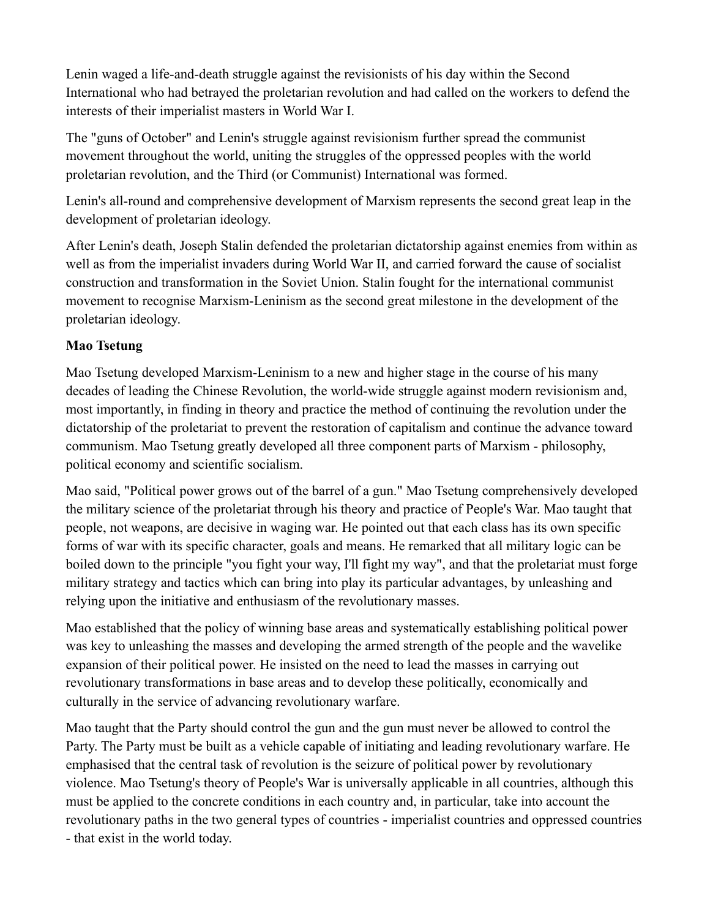Lenin waged a life-and-death struggle against the revisionists of his day within the Second International who had betrayed the proletarian revolution and had called on the workers to defend the interests of their imperialist masters in World War I.

The "guns of October" and Lenin's struggle against revisionism further spread the communist movement throughout the world, uniting the struggles of the oppressed peoples with the world proletarian revolution, and the Third (or Communist) International was formed.

Lenin's all-round and comprehensive development of Marxism represents the second great leap in the development of proletarian ideology.

After Lenin's death, Joseph Stalin defended the proletarian dictatorship against enemies from within as well as from the imperialist invaders during World War II, and carried forward the cause of socialist construction and transformation in the Soviet Union. Stalin fought for the international communist movement to recognise Marxism-Leninism as the second great milestone in the development of the proletarian ideology.

**Mao Tsetung**

Mao Tsetung developed Marxism-Leninism to a new and higher stage in the course of his many decades of leading the Chinese Revolution, the world-wide struggle against modern revisionism and, most importantly, in finding in theory and practice the method of continuing the revolution under the dictatorship of the proletariat to prevent the restoration of capitalism and continue the advance toward communism. Mao Tsetung greatly developed all three component parts of Marxism - philosophy, political economy and scientific socialism.

Mao said, "Political power grows out of the barrel of a gun." Mao Tsetung comprehensively developed the military science of the proletariat through his theory and practice of People's War. Mao taught that people, not weapons, are decisive in waging war. He pointed out that each class has its own specific forms of war with its specific character, goals and means. He remarked that all military logic can be boiled down to the principle "you fight your way, I'll fight my way", and that the proletariat must forge military strategy and tactics which can bring into play its particular advantages, by unleashing and relying upon the initiative and enthusiasm of the revolutionary masses.

Mao established that the policy of winning base areas and systematically establishing political power was key to unleashing the masses and developing the armed strength of the people and the wavelike expansion of their political power. He insisted on the need to lead the masses in carrying out revolutionary transformations in base areas and to develop these politically, economically and culturally in the service of advancing revolutionary warfare.

Mao taught that the Party should control the gun and the gun must never be allowed to control the Party. The Party must be built as a vehicle capable of initiating and leading revolutionary warfare. He emphasised that the central task of revolution is the seizure of political power by revolutionary violence. Mao Tsetung's theory of People's War is universally applicable in all countries, although this must be applied to the concrete conditions in each country and, in particular, take into account the revolutionary paths in the two general types of countries - imperialist countries and oppressed countries - that exist in the world today.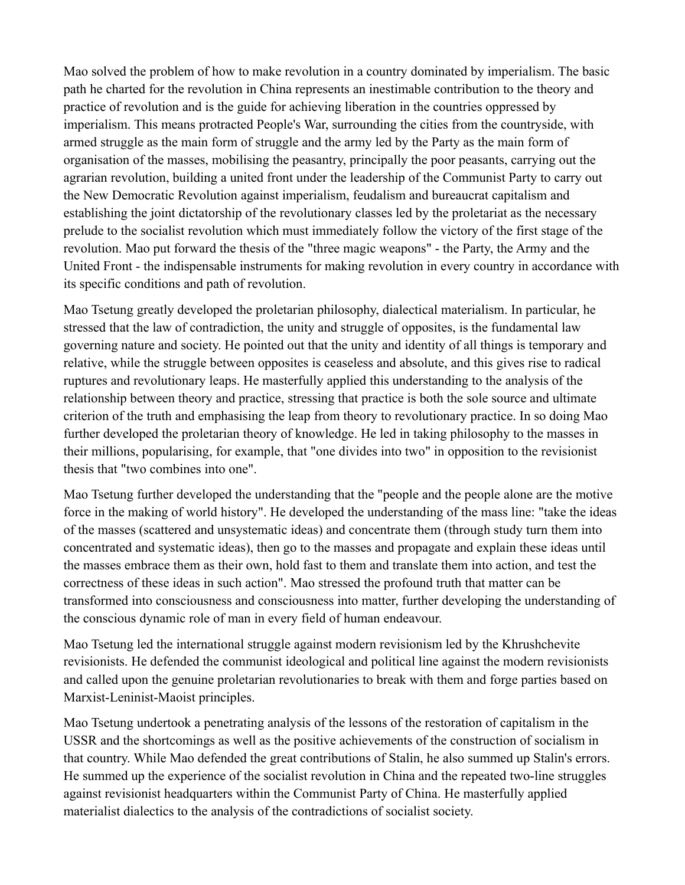Mao solved the problem of how to make revolution in a country dominated by imperialism. The basic path he charted for the revolution in China represents an inestimable contribution to the theory and practice of revolution and is the guide for achieving liberation in the countries oppressed by imperialism. This means protracted People's War, surrounding the cities from the countryside, with armed struggle as the main form of struggle and the army led by the Party as the main form of organisation of the masses, mobilising the peasantry, principally the poor peasants, carrying out the agrarian revolution, building a united front under the leadership of the Communist Party to carry out the New Democratic Revolution against imperialism, feudalism and bureaucrat capitalism and establishing the joint dictatorship of the revolutionary classes led by the proletariat as the necessary prelude to the socialist revolution which must immediately follow the victory of the first stage of the revolution. Mao put forward the thesis of the "three magic weapons" - the Party, the Army and the United Front - the indispensable instruments for making revolution in every country in accordance with its specific conditions and path of revolution.

Mao Tsetung greatly developed the proletarian philosophy, dialectical materialism. In particular, he stressed that the law of contradiction, the unity and struggle of opposites, is the fundamental law governing nature and society. He pointed out that the unity and identity of all things is temporary and relative, while the struggle between opposites is ceaseless and absolute, and this gives rise to radical ruptures and revolutionary leaps. He masterfully applied this understanding to the analysis of the relationship between theory and practice, stressing that practice is both the sole source and ultimate criterion of the truth and emphasising the leap from theory to revolutionary practice. In so doing Mao further developed the proletarian theory of knowledge. He led in taking philosophy to the masses in their millions, popularising, for example, that "one divides into two" in opposition to the revisionist thesis that "two combines into one".

Mao Tsetung further developed the understanding that the "people and the people alone are the motive force in the making of world history". He developed the understanding of the mass line: "take the ideas of the masses (scattered and unsystematic ideas) and concentrate them (through study turn them into concentrated and systematic ideas), then go to the masses and propagate and explain these ideas until the masses embrace them as their own, hold fast to them and translate them into action, and test the correctness of these ideas in such action". Mao stressed the profound truth that matter can be transformed into consciousness and consciousness into matter, further developing the understanding of the conscious dynamic role of man in every field of human endeavour.

Mao Tsetung led the international struggle against modern revisionism led by the Khrushchevite revisionists. He defended the communist ideological and political line against the modern revisionists and called upon the genuine proletarian revolutionaries to break with them and forge parties based on Marxist-Leninist-Maoist principles.

Mao Tsetung undertook a penetrating analysis of the lessons of the restoration of capitalism in the USSR and the shortcomings as well as the positive achievements of the construction of socialism in that country. While Mao defended the great contributions of Stalin, he also summed up Stalin's errors. He summed up the experience of the socialist revolution in China and the repeated two-line struggles against revisionist headquarters within the Communist Party of China. He masterfully applied materialist dialectics to the analysis of the contradictions of socialist society.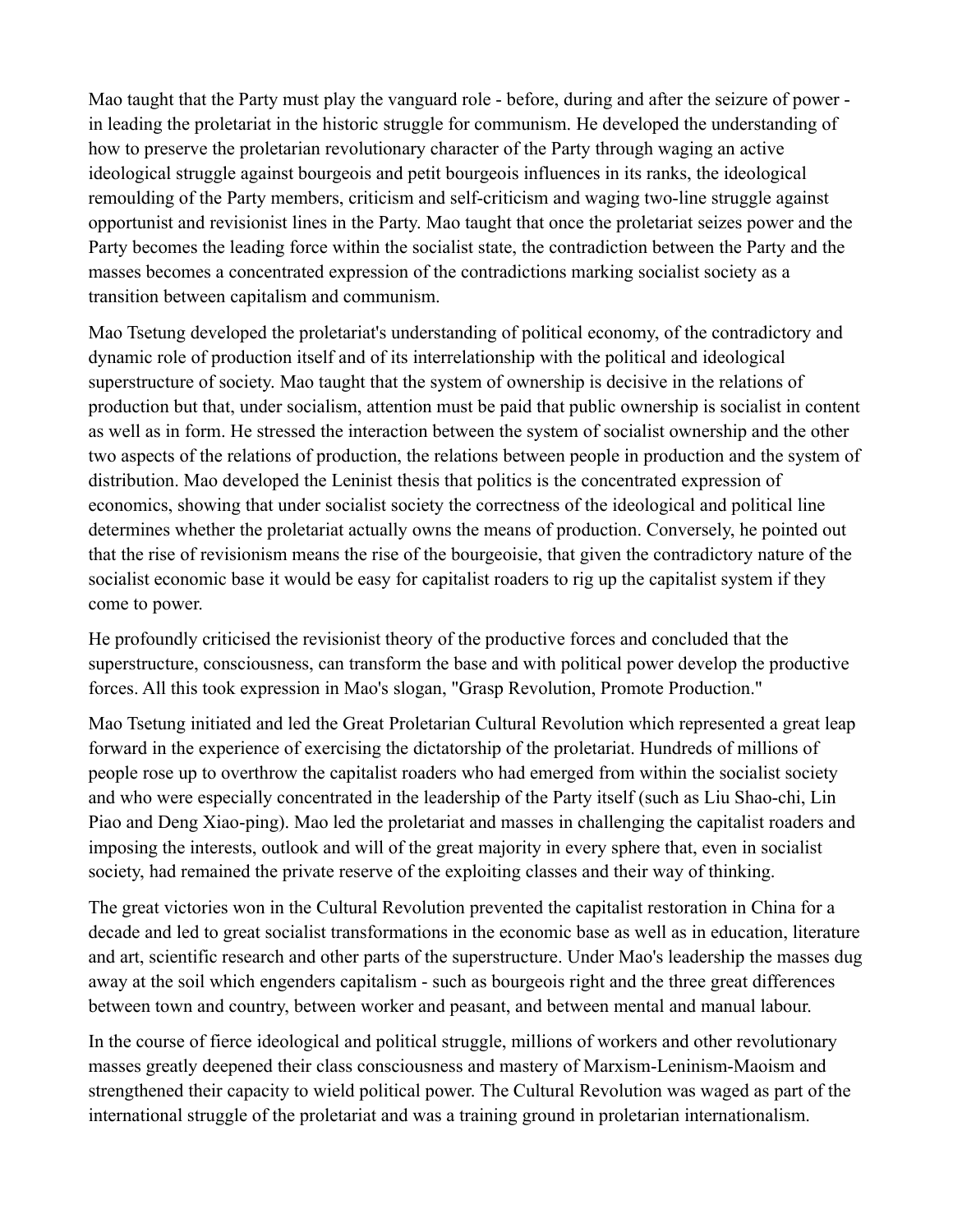Mao taught that the Party must play the vanguard role - before, during and after the seizure of power - in leading the proletariat in the historic struggle for communism. He developed the understanding of how to preserve the proletarian revolutionary character of the Party through waging an active ideological struggle against bourgeois and petit bourgeois influences in its ranks, the ideological remoulding of the Party members, criticism and self-criticism and waging two-line struggle against opportunist and revisionist lines in the Party. Mao taught that once the proletariat seizes power and the Party becomes the leading force within the socialist state, the contradiction between the Party and the masses becomes a concentrated expression of the contradictions marking socialist society as a transition between capitalism and communism.

Mao Tsetung developed the proletariat's understanding of political economy, of the contradictory and dynamic role of production itself and of its interrelationship with the political and ideological superstructure of society. Mao taught that the system of ownership is decisive in the relations of production but that, under socialism, attention must be paid that public ownership is socialist in content as well as in form. He stressed the interaction between the system of socialist ownership and the other two aspects of the relations of production, the relations between people in production and the system of distribution. Mao developed the Leninist thesis that politics is the concentrated expression of economics, showing that under socialist society the correctness of the ideological and political line determines whether the proletariat actually owns the means of production. Conversely, he pointed out that the rise of revisionism means the rise of the bourgeoisie, that given the contradictory nature of the socialist economic base it would be easy for capitalist roaders to rig up the capitalist system if they come to power.

He profoundly criticised the revisionist theory of the productive forces and concluded that the superstructure, consciousness, can transform the base and with political power develop the productive forces. All this took expression in Mao's slogan, "Grasp Revolution, Promote Production."

Mao Tsetung initiated and led the Great Proletarian Cultural Revolution which represented a great leap forward in the experience of exercising the dictatorship of the proletariat. Hundreds of millions of people rose up to overthrow the capitalist roaders who had emerged from within the socialist society and who were especially concentrated in the leadership of the Party itself (such as Liu Shao-chi, Lin Piao and Deng Xiao-ping). Mao led the proletariat and masses in challenging the capitalist roaders and imposing the interests, outlook and will of the great majority in every sphere that, even in socialist society, had remained the private reserve of the exploiting classes and their way of thinking.

The great victories won in the Cultural Revolution prevented the capitalist restoration in China for a decade and led to great socialist transformations in the economic base as well as in education, literature and art, scientific research and other parts of the superstructure. Under Mao's leadership the masses dug away at the soil which engenders capitalism - such as bourgeois right and the three great differences between town and country, between worker and peasant, and between mental and manual labour.

In the course of fierce ideological and political struggle, millions of workers and other revolutionary masses greatly deepened their class consciousness and mastery of Marxism-Leninism-Maoism and strengthened their capacity to wield political power. The Cultural Revolution was waged as part of the international struggle of the proletariat and was a training ground in proletarian internationalism.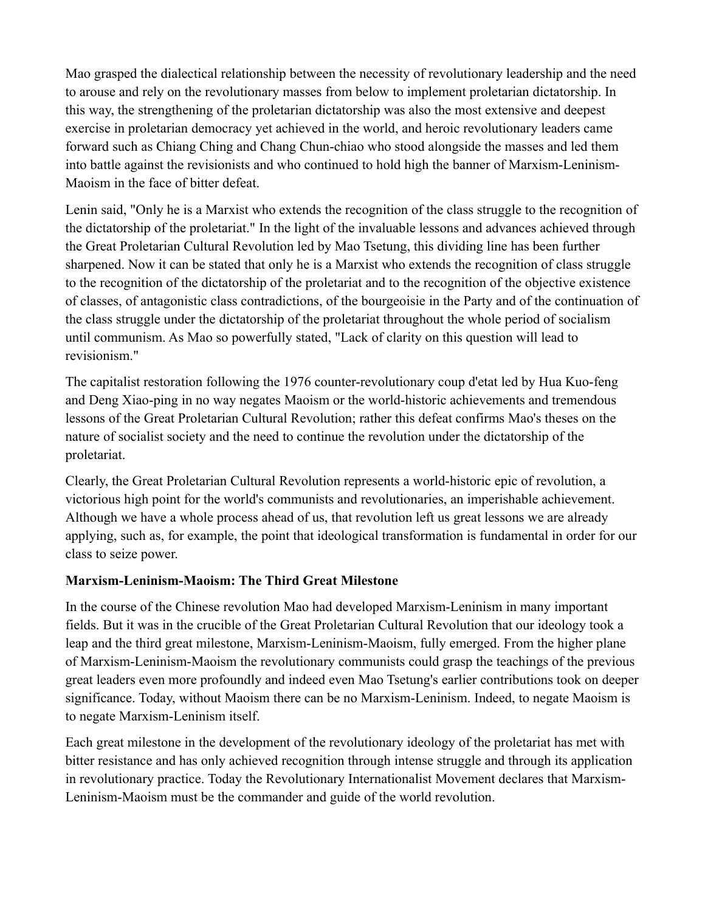Mao grasped the dialectical relationship between the necessity of revolutionary leadership and the need to arouse and rely on the revolutionary masses from below to implement proletarian dictatorship. In this way, the strengthening of the proletarian dictatorship was also the most extensive and deepest exercise in proletarian democracy yet achieved in the world, and heroic revolutionary leaders came forward such as Chiang Ching and Chang Chun-chiao who stood alongside the masses and led them into battle against the revisionists and who continued to hold high the banner of Marxism-Leninism-Maoism in the face of bitter defeat.

Lenin said, "Only he is a Marxist who extends the recognition of the class struggle to the recognition of the dictatorship of the proletariat." In the light of the invaluable lessons and advances achieved through the Great Proletarian Cultural Revolution led by Mao Tsetung, this dividing line has been further sharpened. Now it can be stated that only he is a Marxist who extends the recognition of class struggle to the recognition of the dictatorship of the proletariat and to the recognition of the objective existence of classes, of antagonistic class contradictions, of the bourgeoisie in the Party and of the continuation of the class struggle under the dictatorship of the proletariat throughout the whole period of socialism until communism. As Mao so powerfully stated, "Lack of clarity on this question will lead to revisionism."

The capitalist restoration following the 1976 counter-revolutionary coup d'etat led by Hua Kuo-feng and Deng Xiao-ping in no way negates Maoism or the world-historic achievements and tremendous lessons of the Great Proletarian Cultural Revolution; rather this defeat confirms Mao's theses on the nature of socialist society and the need to continue the revolution under the dictatorship of the proletariat.

Clearly, the Great Proletarian Cultural Revolution represents a world-historic epic of revolution, a victorious high point for the world's communists and revolutionaries, an imperishable achievement. Although we have a whole process ahead of us, that revolution left us great lessons we are already applying, such as, for example, the point that ideological transformation is fundamental in order for our class to seize power.

**Marxism-Leninism-Maoism: The Third Great Milestone**

In the course of the Chinese revolution Mao had developed Marxism-Leninism in many important fields. But it was in the crucible of the Great Proletarian Cultural Revolution that our ideology took a leap and the third great milestone, Marxism-Leninism-Maoism, fully emerged. From the higher plane of Marxism-Leninism-Maoism the revolutionary communists could grasp the teachings of the previous great leaders even more profoundly and indeed even Mao Tsetung's earlier contributions took on deeper significance. Today, without Maoism there can be no Marxism-Leninism. Indeed, to negate Maoism is to negate Marxism-Leninism itself.

Each great milestone in the development of the revolutionary ideology of the proletariat has met with bitter resistance and has only achieved recognition through intense struggle and through its application in revolutionary practice. Today the Revolutionary Internationalist Movement declares that Marxism-Leninism-Maoism must be the commander and guide of the world revolution.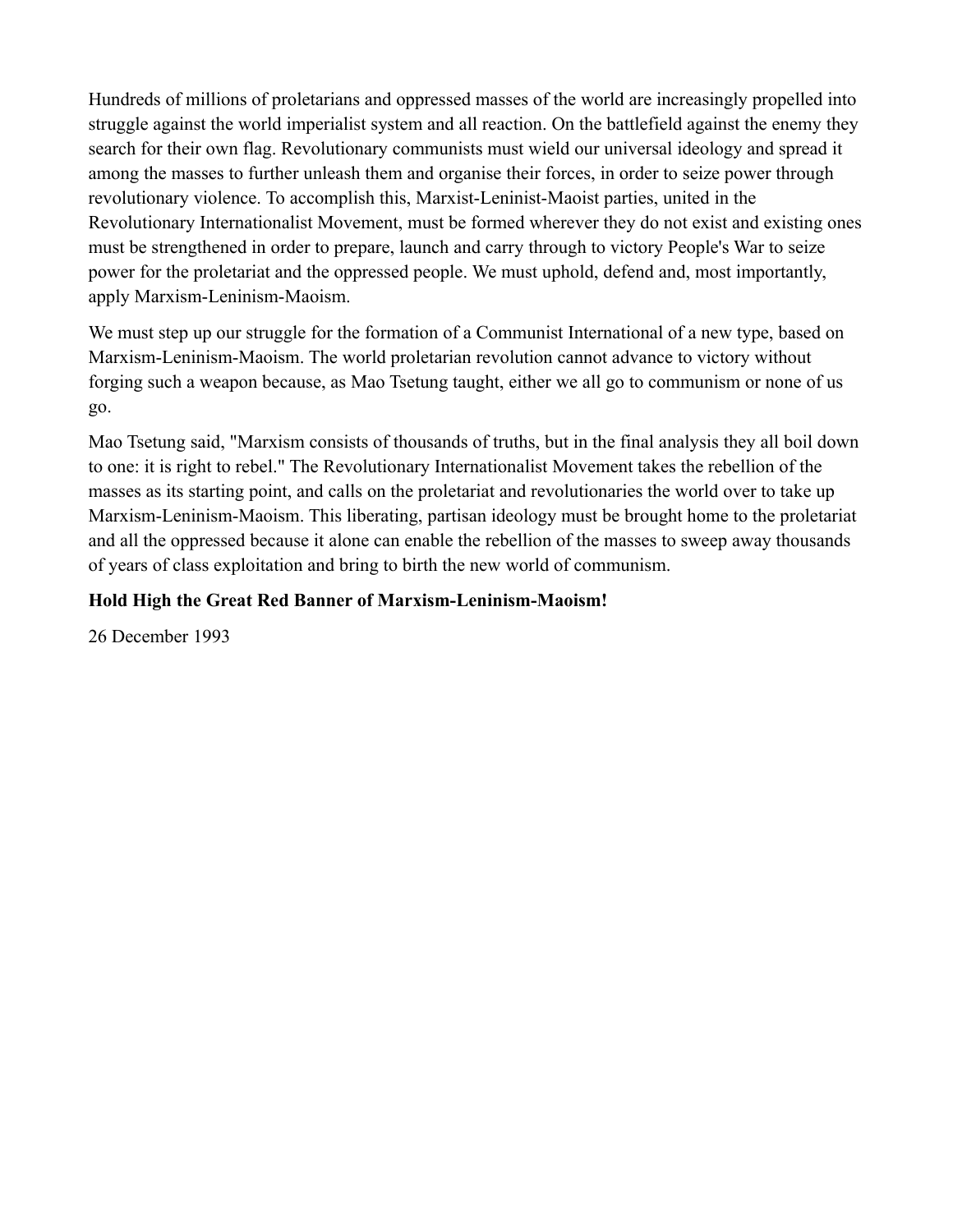Hundreds of millions of proletarians and oppressed masses of the world are increasingly propelled into struggle against the world imperialist system and all reaction. On the battlefield against the enemy they search for their own flag. Revolutionary communists must wield our universal ideology and spread it among the masses to further unleash them and organise their forces, in order to seize power through revolutionary violence. To accomplish this, Marxist-Leninist-Maoist parties, united in the Revolutionary Internationalist Movement, must be formed wherever they do not exist and existing ones must be strengthened in order to prepare, launch and carry through to victory People's War to seize power for the proletariat and the oppressed people. We must uphold, defend and, most importantly, apply Marxism-Leninism-Maoism.

We must step up our struggle for the formation of a Communist International of a new type, based on Marxism-Leninism-Maoism. The world proletarian revolution cannot advance to victory without forging such a weapon because, as Mao Tsetung taught, either we all go to communism or none of us go.

Mao Tsetung said, "Marxism consists of thousands of truths, but in the final analysis they all boil down to one: it is right to rebel." The Revolutionary Internationalist Movement takes the rebellion of the masses as its starting point, and calls on the proletariat and revolutionaries the world over to take up Marxism-Leninism-Maoism. This liberating, partisan ideology must be brought home to the proletariat and all the oppressed because it alone can enable the rebellion of the masses to sweep away thousands of years of class exploitation and bring to birth the new world of communism.

**Hold High the Great Red Banner of Marxism-Leninism-Maoism!**

26 December 1993